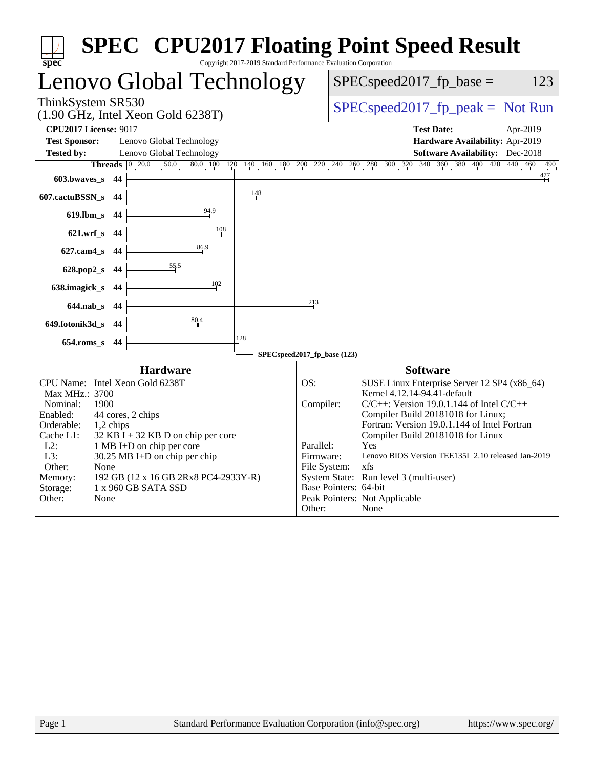# SPEC CPU2017 Floating Point Speed Result

Copyright 2017-2019 Standard Performance Evaluation Corporation

## Lenovo Global Technology

ThinkSystem SR530
(1.90 GHz, Intel Xeon Gold 6238T)

SPECspeed2017_fp_base = 123

SPECspeed2017_fp_peak = Not Run

| | | | |
|---|---|---|---|
| **CPU2017 License:** | 9017 | **Test Date:** | Apr-2019 |
| **Test Sponsor:** | Lenovo Global Technology | **Hardware Availability:** | Apr-2019 |
| **Tested by:** | Lenovo Global Technology | **Software Availability:** | Dec-2018 |

| Benchmark | Threads | Base |
|---|---|---|
| 603.bwaves_s | 44 | 477 |
| 607.cactuBSSN_s | 44 | 148 |
| 619.lbm_s | 44 | 94.9 |
| 621.wrf_s | 44 | 108 |
| 627.cam4_s | 44 | 86.9 |
| 628.pop2_s | 44 | 55.5 |
| 638.imagick_s | 44 | 102 |
| 644.nab_s | 44 | 213 |
| 649.fotonik3d_s | 44 | 80.4 |
| 654.roms_s | 44 | 128 |

SPECspeed2017_fp_base (123)

### Hardware

| | |
|---|---|
| CPU Name: | Intel Xeon Gold 6238T |
| Max MHz.: | 3700 |
| Nominal: | 1900 |
| Enabled: | 44 cores, 2 chips |
| Orderable: | 1,2 chips |
| Cache L1: | 32 KB I + 32 KB D on chip per core |
| L2: | 1 MB I+D on chip per core |
| L3: | 30.25 MB I+D on chip per chip |
| Other: | None |
| Memory: | 192 GB (12 x 16 GB 2Rx8 PC4-2933Y-R) |
| Storage: | 1 x 960 GB SATA SSD |
| Other: | None |

### Software

| | |
|---|---|
| OS: | SUSE Linux Enterprise Server 12 SP4 (x86_64) Kernel 4.12.14-94.41-default |
| Compiler: | C/C++: Version 19.0.1.144 of Intel C/C++ Compiler Build 20181018 for Linux; Fortran: Version 19.0.1.144 of Intel Fortran Compiler Build 20181018 for Linux |
| Parallel: | Yes |
| Firmware: | Lenovo BIOS Version TEE135L 2.10 released Jan-2019 |
| File System: | xfs |
| System State: | Run level 3 (multi-user) |
| Base Pointers: | 64-bit |
| Peak Pointers: | Not Applicable |
| Other: | None |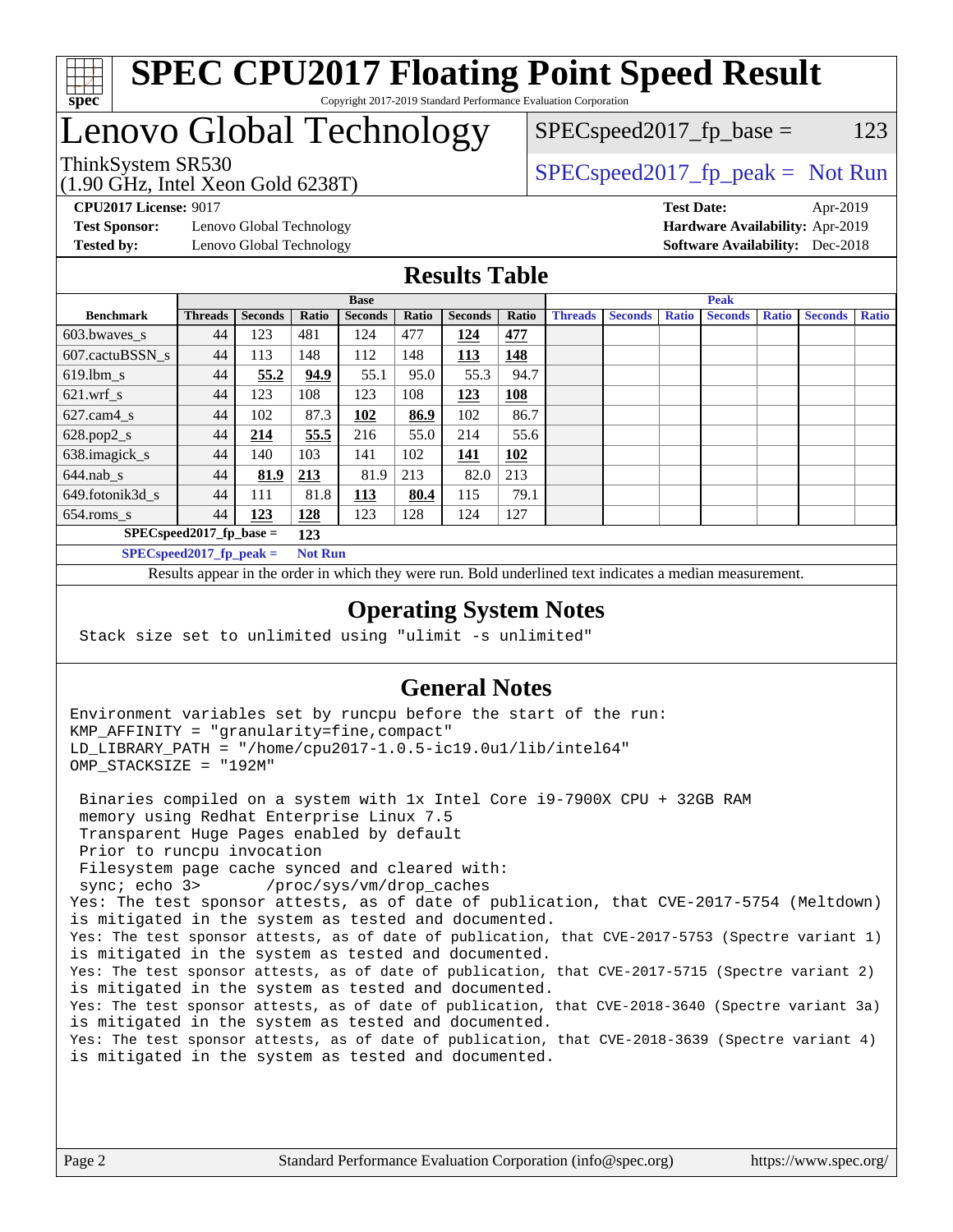# SPEC CPU2017 Floating Point Speed Result

Copyright 2017-2019 Standard Performance Evaluation Corporation

# Lenovo Global Technology

ThinkSystem SR530
(1.90 GHz, Intel Xeon Gold 6238T)

SPECspeed2017_fp_base = 123

SPECspeed2017_fp_peak = Not Run

**CPU2017 License:** 9017
**Test Sponsor:** Lenovo Global Technology
**Tested by:** Lenovo Global Technology

**Test Date:** Apr-2019
**Hardware Availability:** Apr-2019
**Software Availability:** Dec-2018

## Results Table

| Benchmark | Base | | | | | | | Peak | | | | | | |
|---|---|---|---|---|---|---|---|---|---|---|---|---|---|---|
| | Threads | Seconds | Ratio | Seconds | Ratio | Seconds | Ratio | Threads | Seconds | Ratio | Seconds | Ratio | Seconds | Ratio |
| 603.bwaves_s | 44 | 123 | 481 | 124 | 477 | **124** | **477** | | | | | | | |
| 607.cactuBSSN_s | 44 | 113 | 148 | 112 | 148 | **113** | **148** | | | | | | | |
| 619.lbm_s | 44 | **55.2** | **94.9** | 55.1 | 95.0 | 55.3 | 94.7 | | | | | | | |
| 621.wrf_s | 44 | 123 | 108 | 123 | 108 | **123** | **108** | | | | | | | |
| 627.cam4_s | 44 | 102 | 87.3 | **102** | **86.9** | 102 | 86.7 | | | | | | | |
| 628.pop2_s | 44 | **214** | **55.5** | 216 | 55.0 | 214 | 55.6 | | | | | | | |
| 638.imagick_s | 44 | 140 | 103 | 141 | 102 | **141** | **102** | | | | | | | |
| 644.nab_s | 44 | **81.9** | **213** | 81.9 | 213 | 82.0 | 213 | | | | | | | |
| 649.fotonik3d_s | 44 | 111 | 81.8 | **113** | **80.4** | 115 | 79.1 | | | | | | | |
| 654.roms_s | 44 | **123** | **128** | 123 | 128 | 124 | 127 | | | | | | | |

**SPECspeed2017_fp_base =** **123**

**SPECspeed2017_fp_peak =** **Not Run**

Results appear in the order in which they were run. Bold underlined text indicates a median measurement.

## Operating System Notes

```
Stack size set to unlimited using "ulimit -s unlimited"
```

## General Notes

```
Environment variables set by runcpu before the start of the run:
KMP_AFFINITY = "granularity=fine,compact"
LD_LIBRARY_PATH = "/home/cpu2017-1.0.5-ic19.0u1/lib/intel64"
OMP_STACKSIZE = "192M"

 Binaries compiled on a system with 1x Intel Core i9-7900X CPU + 32GB RAM
 memory using Redhat Enterprise Linux 7.5
 Transparent Huge Pages enabled by default
 Prior to runcpu invocation
 Filesystem page cache synced and cleared with:
 sync; echo 3>       /proc/sys/vm/drop_caches
Yes: The test sponsor attests, as of date of publication, that CVE-2017-5754 (Meltdown)
is mitigated in the system as tested and documented.
Yes: The test sponsor attests, as of date of publication, that CVE-2017-5753 (Spectre variant 1)
is mitigated in the system as tested and documented.
Yes: The test sponsor attests, as of date of publication, that CVE-2017-5715 (Spectre variant 2)
is mitigated in the system as tested and documented.
Yes: The test sponsor attests, as of date of publication, that CVE-2018-3640 (Spectre variant 3a)
is mitigated in the system as tested and documented.
Yes: The test sponsor attests, as of date of publication, that CVE-2018-3639 (Spectre variant 4)
is mitigated in the system as tested and documented.
```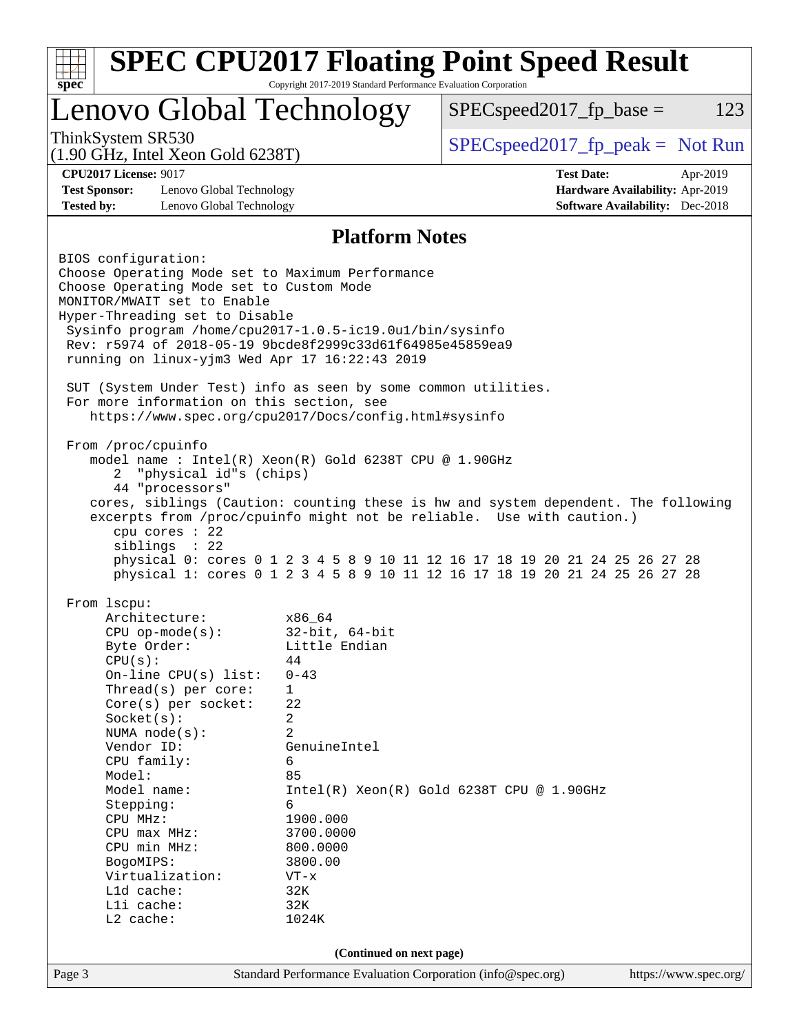# SPEC CPU2017 Floating Point Speed Result

Copyright 2017-2019 Standard Performance Evaluation Corporation

## Lenovo Global Technology

ThinkSystem SR530
(1.90 GHz, Intel Xeon Gold 6238T)

SPECspeed2017_fp_base = 123

SPECspeed2017_fp_peak = Not Run

**CPU2017 License:** 9017
**Test Sponsor:** Lenovo Global Technology
**Tested by:** Lenovo Global Technology

**Test Date:** Apr-2019
**Hardware Availability:** Apr-2019
**Software Availability:** Dec-2018

### Platform Notes

```
BIOS configuration:
Choose Operating Mode set to Maximum Performance
Choose Operating Mode set to Custom Mode
MONITOR/MWAIT set to Enable
Hyper-Threading set to Disable
 Sysinfo program /home/cpu2017-1.0.5-ic19.0u1/bin/sysinfo
 Rev: r5974 of 2018-05-19 9bcde8f2999c33d61f64985e45859ea9
 running on linux-yjm3 Wed Apr 17 16:22:43 2019

 SUT (System Under Test) info as seen by some common utilities.
 For more information on this section, see
    https://www.spec.org/cpu2017/Docs/config.html#sysinfo

 From /proc/cpuinfo
    model name : Intel(R) Xeon(R) Gold 6238T CPU @ 1.90GHz
       2  "physical id"s (chips)
       44 "processors"
    cores, siblings (Caution: counting these is hw and system dependent. The following
    excerpts from /proc/cpuinfo might not be reliable.  Use with caution.)
       cpu cores : 22
       siblings  : 22
       physical 0: cores 0 1 2 3 4 5 8 9 10 11 12 16 17 18 19 20 21 24 25 26 27 28
       physical 1: cores 0 1 2 3 4 5 8 9 10 11 12 16 17 18 19 20 21 24 25 26 27 28

 From lscpu:
      Architecture:          x86_64
      CPU op-mode(s):        32-bit, 64-bit
      Byte Order:            Little Endian
      CPU(s):                44
      On-line CPU(s) list:   0-43
      Thread(s) per core:    1
      Core(s) per socket:    22
      Socket(s):             2
      NUMA node(s):          2
      Vendor ID:             GenuineIntel
      CPU family:            6
      Model:                 85
      Model name:            Intel(R) Xeon(R) Gold 6238T CPU @ 1.90GHz
      Stepping:              6
      CPU MHz:               1900.000
      CPU max MHz:           3700.0000
      CPU min MHz:           800.0000
      BogoMIPS:              3800.00
      Virtualization:        VT-x
      L1d cache:             32K
      L1i cache:             32K
      L2 cache:              1024K
```

(Continued on next page)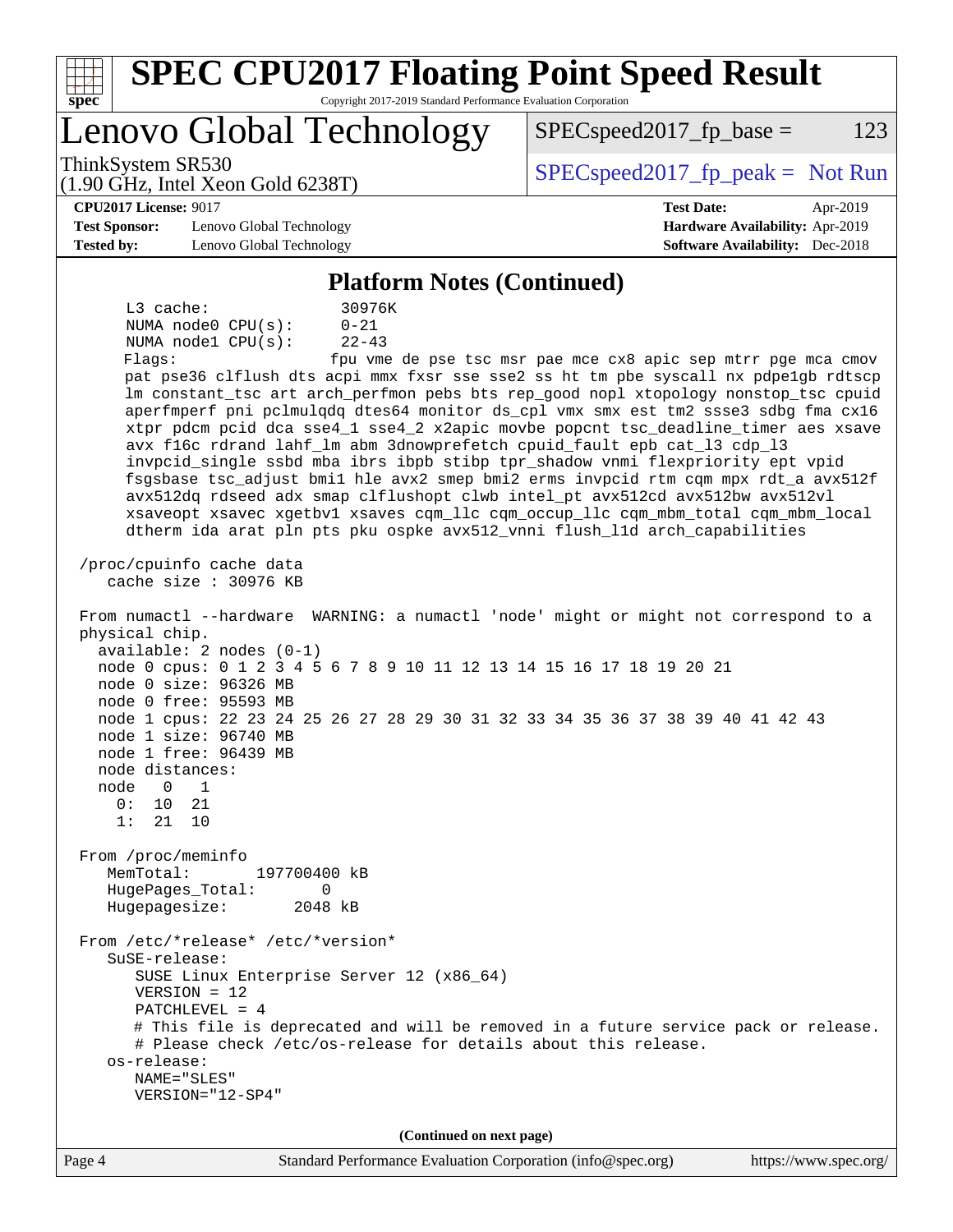## Platform Notes (Continued)

```
      L3 cache:              30976K
      NUMA node0 CPU(s):     0-21
      NUMA node1 CPU(s):     22-43
      Flags:                 fpu vme de pse tsc msr pae mce cx8 apic sep mtrr pge mca cmov
      pat pse36 clflush dts acpi mmx fxsr sse sse2 ss ht tm pbe syscall nx pdpe1gb rdtscp
      lm constant_tsc art arch_perfmon pebs bts rep_good nopl xtopology nonstop_tsc cpuid
      aperfmperf pni pclmulqdq dtes64 monitor ds_cpl vmx smx est tm2 ssse3 sdbg fma cx16
      xtpr pdcm pcid dca sse4_1 sse4_2 x2apic movbe popcnt tsc_deadline_timer aes xsave
      avx f16c rdrand lahf_lm abm 3dnowprefetch cpuid_fault epb cat_l3 cdp_l3
      invpcid_single ssbd mba ibrs ibpb stibp tpr_shadow vnmi flexpriority ept vpid
      fsgsbase tsc_adjust bmi1 hle avx2 smep bmi2 erms invpcid rtm cqm mpx rdt_a avx512f
      avx512dq rdseed adx smap clflushopt clwb intel_pt avx512cd avx512bw avx512vl
      xsaveopt xsavec xgetbv1 xsaves cqm_llc cqm_occup_llc cqm_mbm_total cqm_mbm_local
      dtherm ida arat pln pts pku ospke avx512_vnni flush_l1d arch_capabilities

 /proc/cpuinfo cache data
    cache size : 30976 KB

 From numactl --hardware  WARNING: a numactl 'node' might or might not correspond to a
 physical chip.
   available: 2 nodes (0-1)
   node 0 cpus: 0 1 2 3 4 5 6 7 8 9 10 11 12 13 14 15 16 17 18 19 20 21
   node 0 size: 96326 MB
   node 0 free: 95593 MB
   node 1 cpus: 22 23 24 25 26 27 28 29 30 31 32 33 34 35 36 37 38 39 40 41 42 43
   node 1 size: 96740 MB
   node 1 free: 96439 MB
   node distances:
   node   0   1
     0:  10  21
     1:  21  10

 From /proc/meminfo
    MemTotal:       197700400 kB
    HugePages_Total:       0
    Hugepagesize:       2048 kB

 From /etc/*release* /etc/*version*
    SuSE-release:
       SUSE Linux Enterprise Server 12 (x86_64)
       VERSION = 12
       PATCHLEVEL = 4
       # This file is deprecated and will be removed in a future service pack or release.
       # Please check /etc/os-release for details about this release.
    os-release:
       NAME="SLES"
       VERSION="12-SP4"
```

(Continued on next page)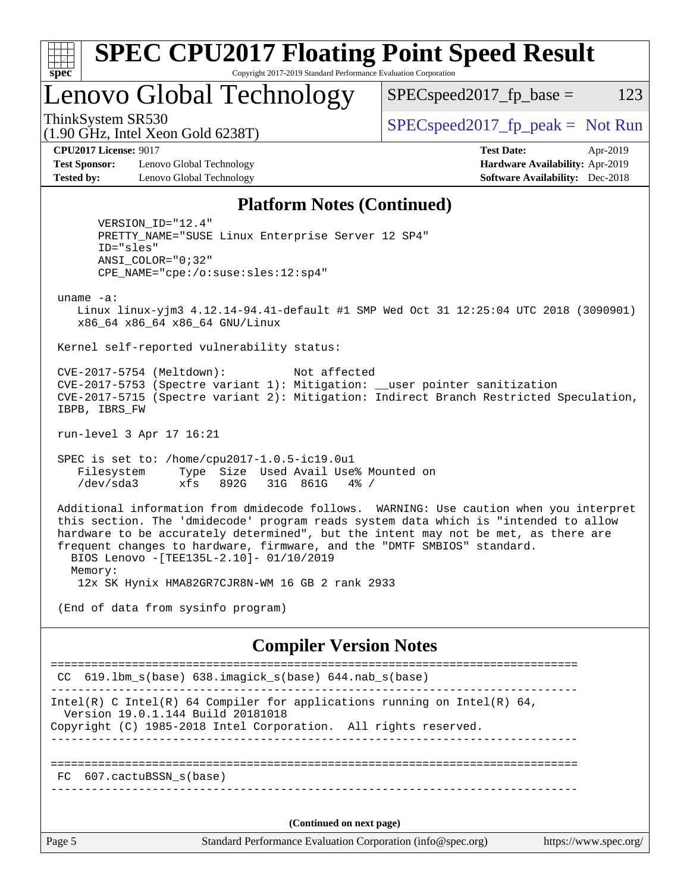# SPEC CPU2017 Floating Point Speed Result

Copyright 2017-2019 Standard Performance Evaluation Corporation

## Lenovo Global Technology

ThinkSystem SR530
(1.90 GHz, Intel Xeon Gold 6238T)

SPECspeed2017_fp_base = 123

SPECspeed2017_fp_peak = Not Run

**CPU2017 License:** 9017
**Test Sponsor:** Lenovo Global Technology
**Tested by:** Lenovo Global Technology

**Test Date:** Apr-2019
**Hardware Availability:** Apr-2019
**Software Availability:** Dec-2018

### Platform Notes (Continued)

```
      VERSION_ID="12.4"
      PRETTY_NAME="SUSE Linux Enterprise Server 12 SP4"
      ID="sles"
      ANSI_COLOR="0;32"
      CPE_NAME="cpe:/o:suse:sles:12:sp4"

 uname -a:
    Linux linux-yjm3 4.12.14-94.41-default #1 SMP Wed Oct 31 12:25:04 UTC 2018 (3090901)
    x86_64 x86_64 x86_64 GNU/Linux

 Kernel self-reported vulnerability status:

 CVE-2017-5754 (Meltdown):          Not affected
 CVE-2017-5753 (Spectre variant 1): Mitigation: __user pointer sanitization
 CVE-2017-5715 (Spectre variant 2): Mitigation: Indirect Branch Restricted Speculation,
 IBPB, IBRS_FW

 run-level 3 Apr 17 16:21

 SPEC is set to: /home/cpu2017-1.0.5-ic19.0u1
    Filesystem     Type  Size  Used Avail Use% Mounted on
    /dev/sda3      xfs   892G   31G  861G   4% /

 Additional information from dmidecode follows.  WARNING: Use caution when you interpret
 this section. The 'dmidecode' program reads system data which is "intended to allow
 hardware to be accurately determined", but the intent may not be met, as there are
 frequent changes to hardware, firmware, and the "DMTF SMBIOS" standard.
   BIOS Lenovo -[TEE135L-2.10]- 01/10/2019
   Memory:
    12x SK Hynix HMA82GR7CJR8N-WM 16 GB 2 rank 2933

 (End of data from sysinfo program)
```

### Compiler Version Notes

```
==============================================================================
 CC  619.lbm_s(base) 638.imagick_s(base) 644.nab_s(base)
------------------------------------------------------------------------------
Intel(R) C Intel(R) 64 Compiler for applications running on Intel(R) 64,
  Version 19.0.1.144 Build 20181018
Copyright (C) 1985-2018 Intel Corporation.  All rights reserved.
------------------------------------------------------------------------------

==============================================================================
 FC  607.cactuBSSN_s(base)
------------------------------------------------------------------------------
```

(Continued on next page)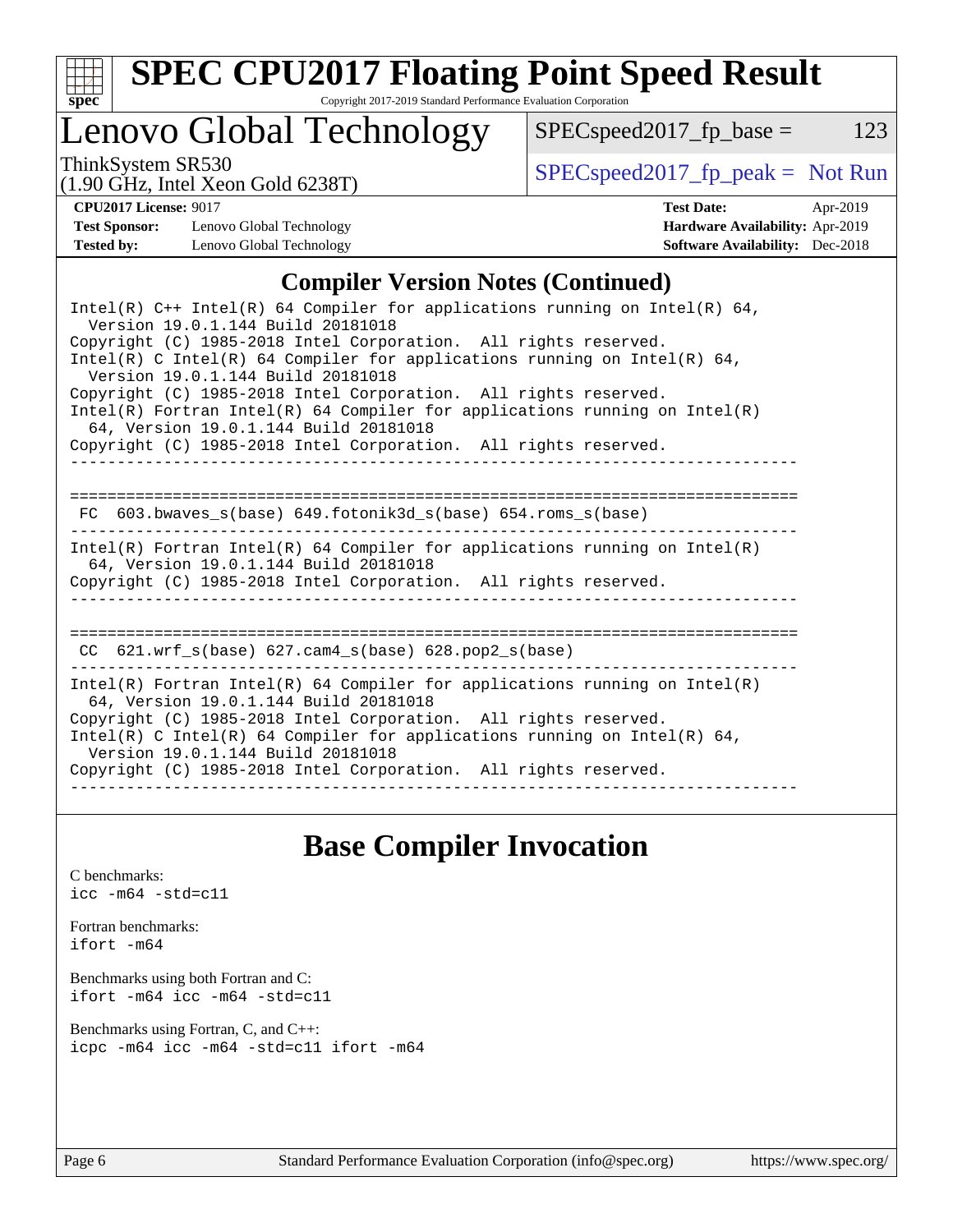## Compiler Version Notes (Continued)

```
Intel(R) C++ Intel(R) 64 Compiler for applications running on Intel(R) 64,
  Version 19.0.1.144 Build 20181018
Copyright (C) 1985-2018 Intel Corporation.  All rights reserved.
Intel(R) C Intel(R) 64 Compiler for applications running on Intel(R) 64,
  Version 19.0.1.144 Build 20181018
Copyright (C) 1985-2018 Intel Corporation.  All rights reserved.
Intel(R) Fortran Intel(R) 64 Compiler for applications running on Intel(R)
  64, Version 19.0.1.144 Build 20181018
Copyright (C) 1985-2018 Intel Corporation.  All rights reserved.
------------------------------------------------------------------------------

==============================================================================
 FC  603.bwaves_s(base) 649.fotonik3d_s(base) 654.roms_s(base)
------------------------------------------------------------------------------
Intel(R) Fortran Intel(R) 64 Compiler for applications running on Intel(R)
  64, Version 19.0.1.144 Build 20181018
Copyright (C) 1985-2018 Intel Corporation.  All rights reserved.
------------------------------------------------------------------------------

==============================================================================
 CC  621.wrf_s(base) 627.cam4_s(base) 628.pop2_s(base)
------------------------------------------------------------------------------
Intel(R) Fortran Intel(R) 64 Compiler for applications running on Intel(R)
  64, Version 19.0.1.144 Build 20181018
Copyright (C) 1985-2018 Intel Corporation.  All rights reserved.
Intel(R) C Intel(R) 64 Compiler for applications running on Intel(R) 64,
  Version 19.0.1.144 Build 20181018
Copyright (C) 1985-2018 Intel Corporation.  All rights reserved.
------------------------------------------------------------------------------
```

## Base Compiler Invocation

C benchmarks:
`icc -m64 -std=c11`

Fortran benchmarks:
`ifort -m64`

Benchmarks using both Fortran and C:
`ifort -m64 icc -m64 -std=c11`

Benchmarks using Fortran, C, and C++:
`icpc -m64 icc -m64 -std=c11 ifort -m64`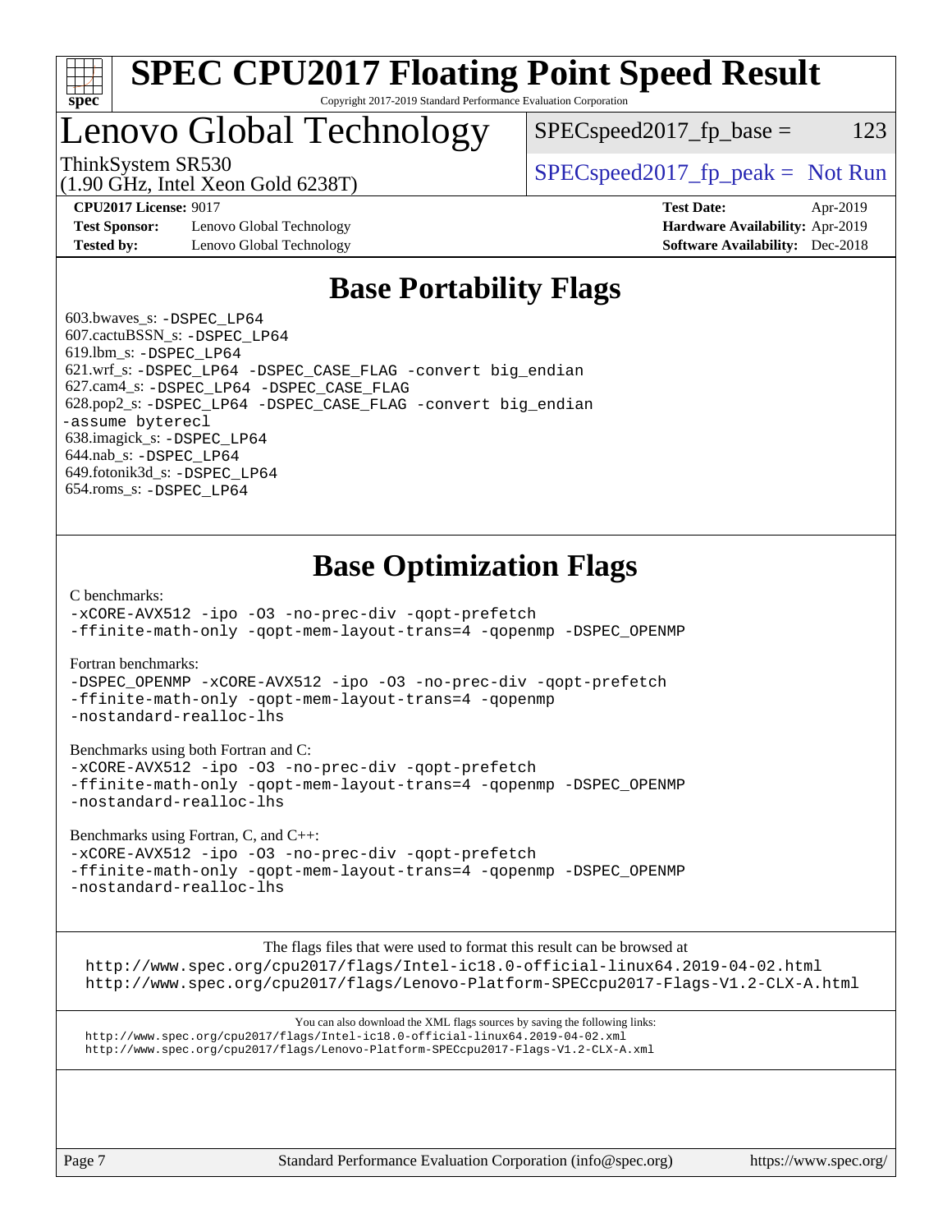# SPEC CPU2017 Floating Point Speed Result

Copyright 2017-2019 Standard Performance Evaluation Corporation

## Lenovo Global Technology

ThinkSystem SR530
(1.90 GHz, Intel Xeon Gold 6238T)

SPECspeed2017_fp_base = 123

SPECspeed2017_fp_peak = Not Run

**CPU2017 License:** 9017
**Test Sponsor:** Lenovo Global Technology
**Tested by:** Lenovo Global Technology

**Test Date:** Apr-2019
**Hardware Availability:** Apr-2019
**Software Availability:** Dec-2018

## Base Portability Flags

603.bwaves_s: `-DSPEC_LP64`
607.cactuBSSN_s: `-DSPEC_LP64`
619.lbm_s: `-DSPEC_LP64`
621.wrf_s: `-DSPEC_LP64 -DSPEC_CASE_FLAG -convert big_endian`
627.cam4_s: `-DSPEC_LP64 -DSPEC_CASE_FLAG`
628.pop2_s: `-DSPEC_LP64 -DSPEC_CASE_FLAG -convert big_endian -assume byterecl`
638.imagick_s: `-DSPEC_LP64`
644.nab_s: `-DSPEC_LP64`
649.fotonik3d_s: `-DSPEC_LP64`
654.roms_s: `-DSPEC_LP64`

## Base Optimization Flags

C benchmarks:
```
-xCORE-AVX512 -ipo -O3 -no-prec-div -qopt-prefetch
-ffinite-math-only -qopt-mem-layout-trans=4 -qopenmp -DSPEC_OPENMP
```

Fortran benchmarks:
```
-DSPEC_OPENMP -xCORE-AVX512 -ipo -O3 -no-prec-div -qopt-prefetch
-ffinite-math-only -qopt-mem-layout-trans=4 -qopenmp
-nostandard-realloc-lhs
```

Benchmarks using both Fortran and C:
```
-xCORE-AVX512 -ipo -O3 -no-prec-div -qopt-prefetch
-ffinite-math-only -qopt-mem-layout-trans=4 -qopenmp -DSPEC_OPENMP
-nostandard-realloc-lhs
```

Benchmarks using Fortran, C, and C++:
```
-xCORE-AVX512 -ipo -O3 -no-prec-div -qopt-prefetch
-ffinite-math-only -qopt-mem-layout-trans=4 -qopenmp -DSPEC_OPENMP
-nostandard-realloc-lhs
```

The flags files that were used to format this result can be browsed at
http://www.spec.org/cpu2017/flags/Intel-ic18.0-official-linux64.2019-04-02.html
http://www.spec.org/cpu2017/flags/Lenovo-Platform-SPECcpu2017-Flags-V1.2-CLX-A.html

You can also download the XML flags sources by saving the following links:
http://www.spec.org/cpu2017/flags/Intel-ic18.0-official-linux64.2019-04-02.xml
http://www.spec.org/cpu2017/flags/Lenovo-Platform-SPECcpu2017-Flags-V1.2-CLX-A.xml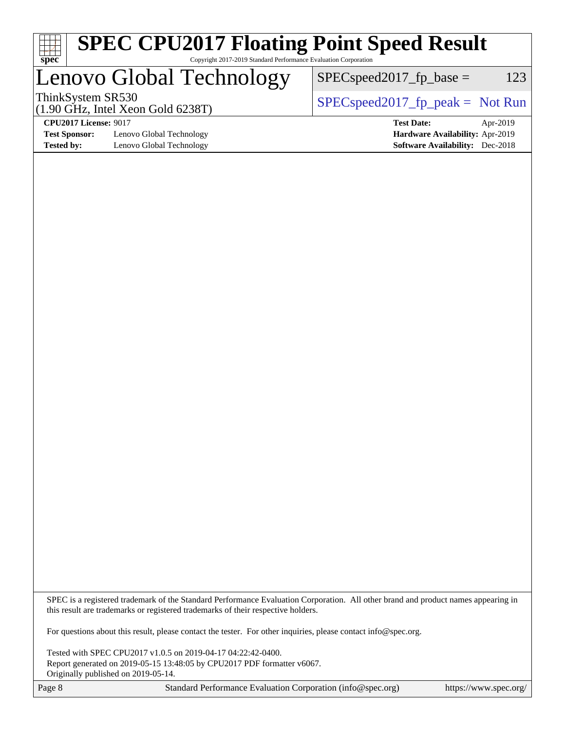SPEC is a registered trademark of the Standard Performance Evaluation Corporation. All other brand and product names appearing in this result are trademarks or registered trademarks of their respective holders.

For questions about this result, please contact the tester. For other inquiries, please contact info@spec.org.

Tested with SPEC CPU2017 v1.0.5 on 2019-04-17 04:22:42-0400.
Report generated on 2019-05-15 13:48:05 by CPU2017 PDF formatter v6067.
Originally published on 2019-05-14.